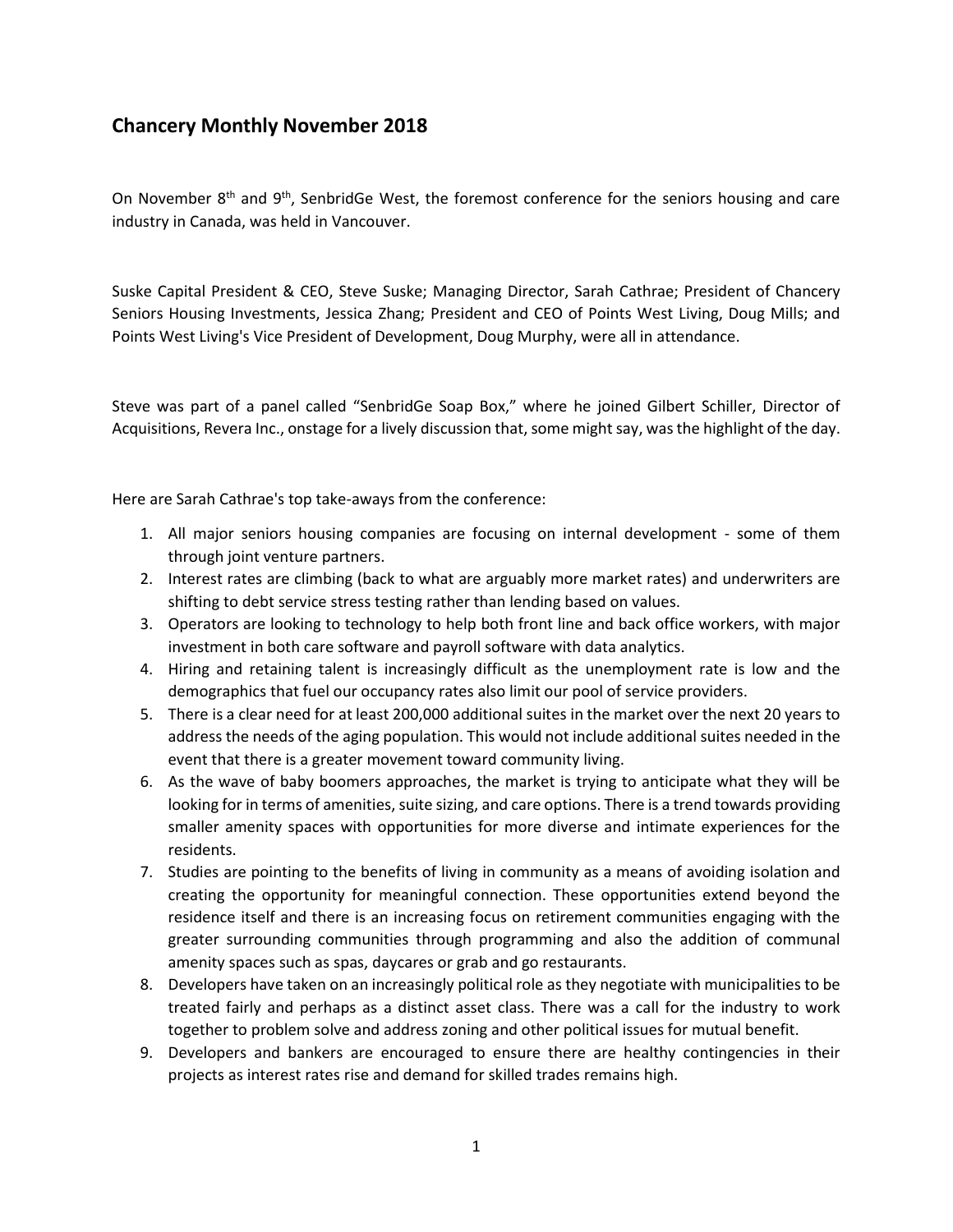## Chancery Monthly November 2018

On November 8th and 9th, SenbridGe West, the foremost conference for the seniors housing and care industry in Canada, was held in Vancouver.

Suske Capital President & CEO, Steve Suske; Managing Director, Sarah Cathrae; President of Chancery Seniors Housing Investments, Jessica Zhang; President and CEO of Points West Living, Doug Mills; and Points West Living's Vice President of Development, Doug Murphy, were all in attendance.

Steve was part of a panel called "SenbridGe Soap Box," where he joined Gilbert Schiller, Director of Acquisitions, Revera Inc., onstage for a lively discussion that, some might say, was the highlight of the day.

Here are Sarah Cathrae's top take-aways from the conference:

1. All major seniors housing companies are focusing on internal development - some of them through joint venture partners.
2. Interest rates are climbing (back to what are arguably more market rates) and underwriters are shifting to debt service stress testing rather than lending based on values.
3. Operators are looking to technology to help both front line and back office workers, with major investment in both care software and payroll software with data analytics.
4. Hiring and retaining talent is increasingly difficult as the unemployment rate is low and the demographics that fuel our occupancy rates also limit our pool of service providers.
5. There is a clear need for at least 200,000 additional suites in the market over the next 20 years to address the needs of the aging population. This would not include additional suites needed in the event that there is a greater movement toward community living.
6. As the wave of baby boomers approaches, the market is trying to anticipate what they will be looking for in terms of amenities, suite sizing, and care options. There is a trend towards providing smaller amenity spaces with opportunities for more diverse and intimate experiences for the residents.
7. Studies are pointing to the benefits of living in community as a means of avoiding isolation and creating the opportunity for meaningful connection. These opportunities extend beyond the residence itself and there is an increasing focus on retirement communities engaging with the greater surrounding communities through programming and also the addition of communal amenity spaces such as spas, daycares or grab and go restaurants.
8. Developers have taken on an increasingly political role as they negotiate with municipalities to be treated fairly and perhaps as a distinct asset class. There was a call for the industry to work together to problem solve and address zoning and other political issues for mutual benefit.
9. Developers and bankers are encouraged to ensure there are healthy contingencies in their projects as interest rates rise and demand for skilled trades remains high.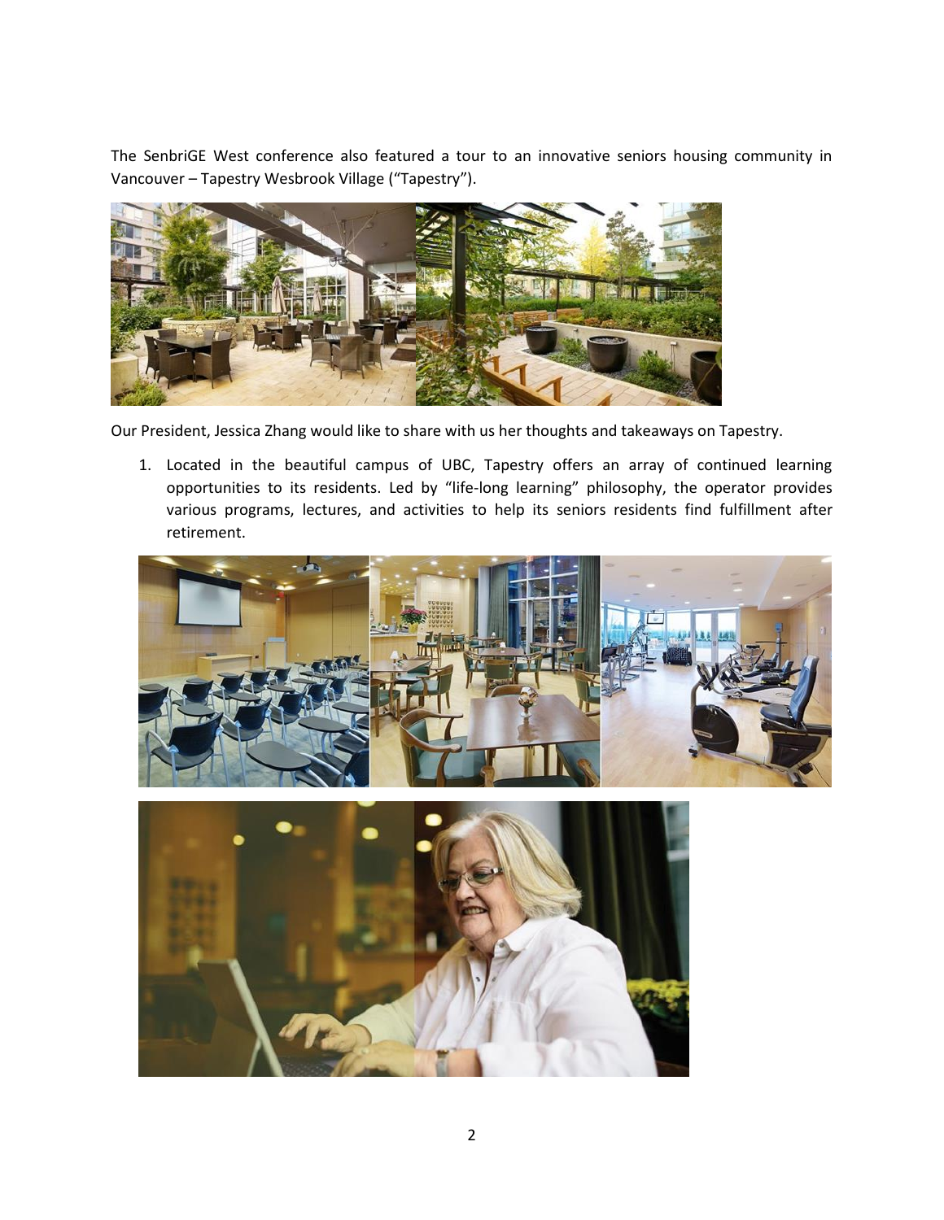The SenbriGE West conference also featured a tour to an innovative seniors housing community in Vancouver – Tapestry Wesbrook Village ("Tapestry").

Our President, Jessica Zhang would like to share with us her thoughts and takeaways on Tapestry.

1. Located in the beautiful campus of UBC, Tapestry offers an array of continued learning opportunities to its residents. Led by "life-long learning" philosophy, the operator provides various programs, lectures, and activities to help its seniors residents find fulfillment after retirement.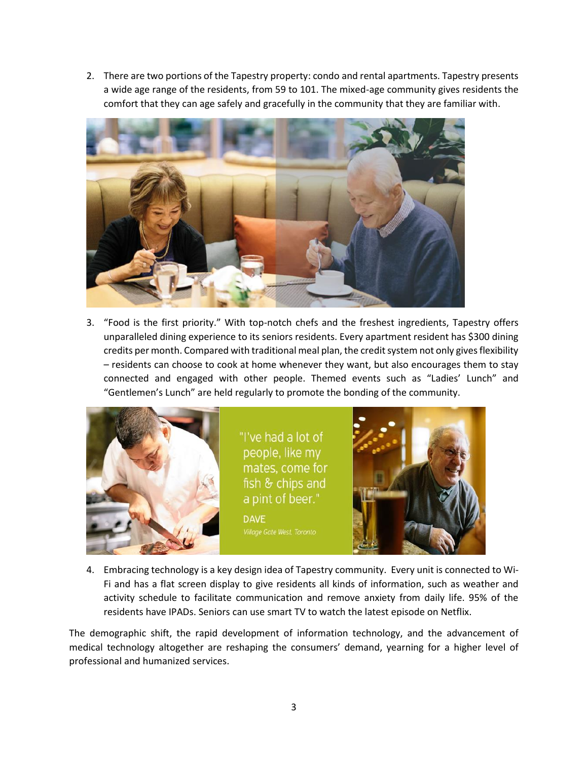2. There are two portions of the Tapestry property: condo and rental apartments. Tapestry presents a wide age range of the residents, from 59 to 101. The mixed-age community gives residents the comfort that they can age safely and gracefully in the community that they are familiar with.

3. "Food is the first priority." With top-notch chefs and the freshest ingredients, Tapestry offers unparalleled dining experience to its seniors residents. Every apartment resident has $300 dining credits per month. Compared with traditional meal plan, the credit system not only gives flexibility – residents can choose to cook at home whenever they want, but also encourages them to stay connected and engaged with other people. Themed events such as "Ladies' Lunch" and "Gentlemen's Lunch" are held regularly to promote the bonding of the community.

"I've had a lot of people, like my mates, come for fish & chips and a pint of beer."

DAVE
*Village Gate West, Toronto*

4. Embracing technology is a key design idea of Tapestry community. Every unit is connected to Wi-Fi and has a flat screen display to give residents all kinds of information, such as weather and activity schedule to facilitate communication and remove anxiety from daily life. 95% of the residents have IPADs. Seniors can use smart TV to watch the latest episode on Netflix.

The demographic shift, the rapid development of information technology, and the advancement of medical technology altogether are reshaping the consumers' demand, yearning for a higher level of professional and humanized services.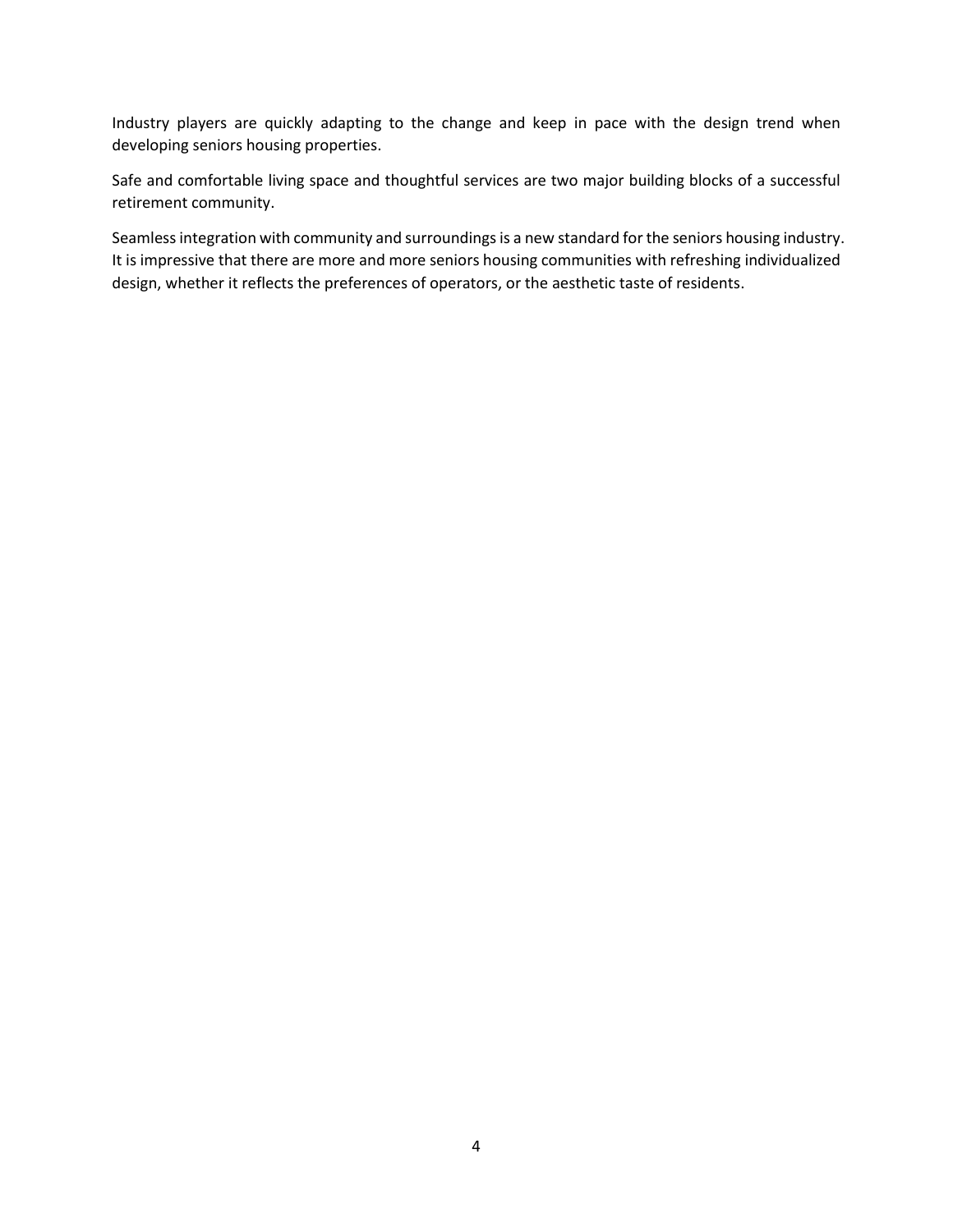Industry players are quickly adapting to the change and keep in pace with the design trend when developing seniors housing properties.

Safe and comfortable living space and thoughtful services are two major building blocks of a successful retirement community.

Seamless integration with community and surroundings is a new standard for the seniors housing industry. It is impressive that there are more and more seniors housing communities with refreshing individualized design, whether it reflects the preferences of operators, or the aesthetic taste of residents.